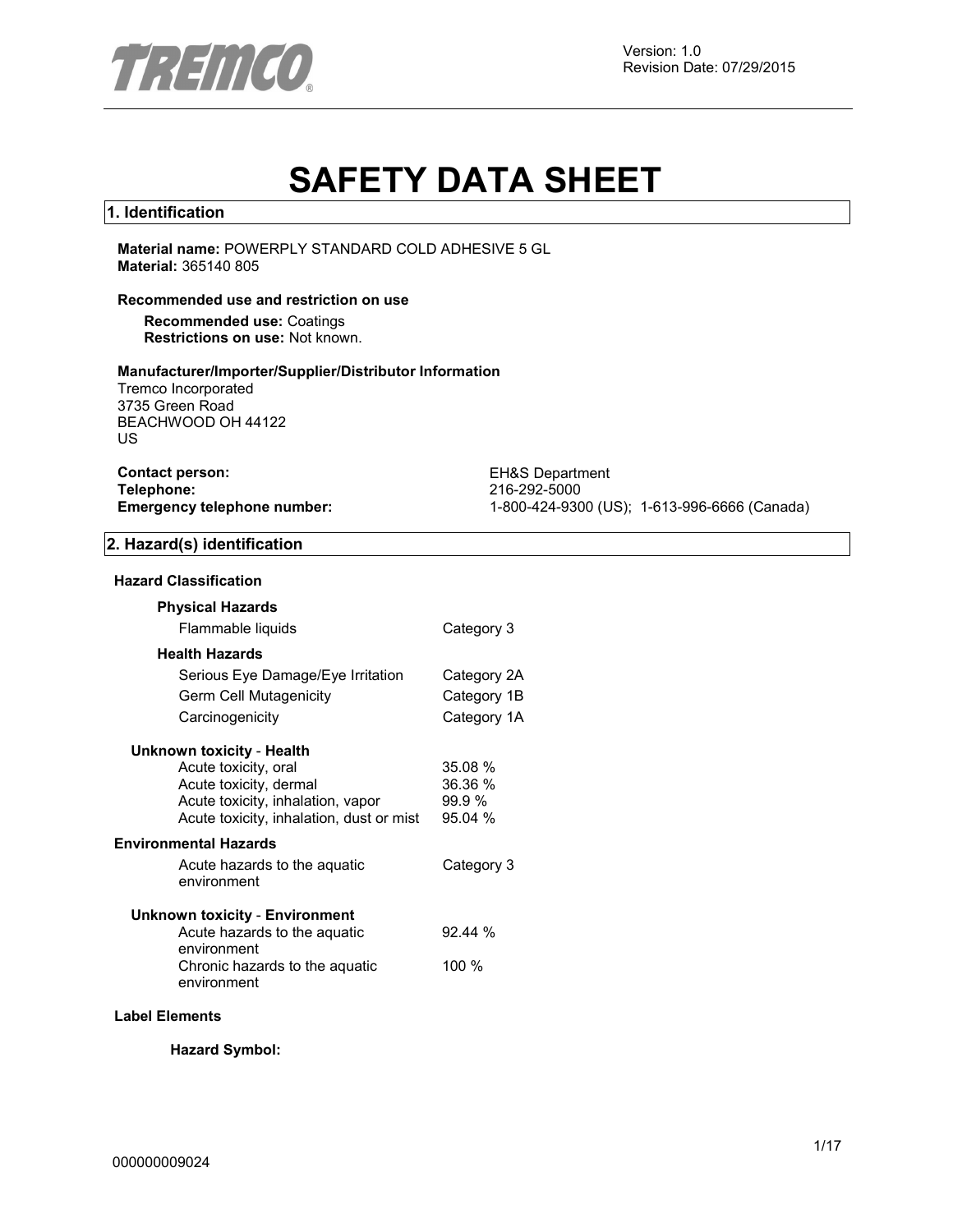Version: 1.0
Revision Date: 07/29/2015

# SAFETY DATA SHEET

## 1. Identification

**Material name:** POWERPLY STANDARD COLD ADHESIVE 5 GL
**Material:** 365140 805

**Recommended use and restriction on use**

**Recommended use:** Coatings
**Restrictions on use:** Not known.

**Manufacturer/Importer/Supplier/Distributor Information**
Tremco Incorporated
3735 Green Road
BEACHWOOD OH 44122
US

**Contact person:** EH&S Department
**Telephone:** 216-292-5000
**Emergency telephone number:** 1-800-424-9300 (US); 1-613-996-6666 (Canada)

## 2. Hazard(s) identification

**Hazard Classification**

**Physical Hazards**

| | |
|---|---|
| Flammable liquids | Category 3 |

**Health Hazards**

| | |
|---|---|
| Serious Eye Damage/Eye Irritation | Category 2A |
| Germ Cell Mutagenicity | Category 1B |
| Carcinogenicity | Category 1A |

**Unknown toxicity - Health**

| | |
|---|---|
| Acute toxicity, oral | 35.08 % |
| Acute toxicity, dermal | 36.36 % |
| Acute toxicity, inhalation, vapor | 99.9 % |
| Acute toxicity, inhalation, dust or mist | 95.04 % |

**Environmental Hazards**

| | |
|---|---|
| Acute hazards to the aquatic environment | Category 3 |

**Unknown toxicity - Environment**

| | |
|---|---|
| Acute hazards to the aquatic environment | 92.44 % |
| Chronic hazards to the aquatic environment | 100 % |

**Label Elements**

**Hazard Symbol:**

000000009024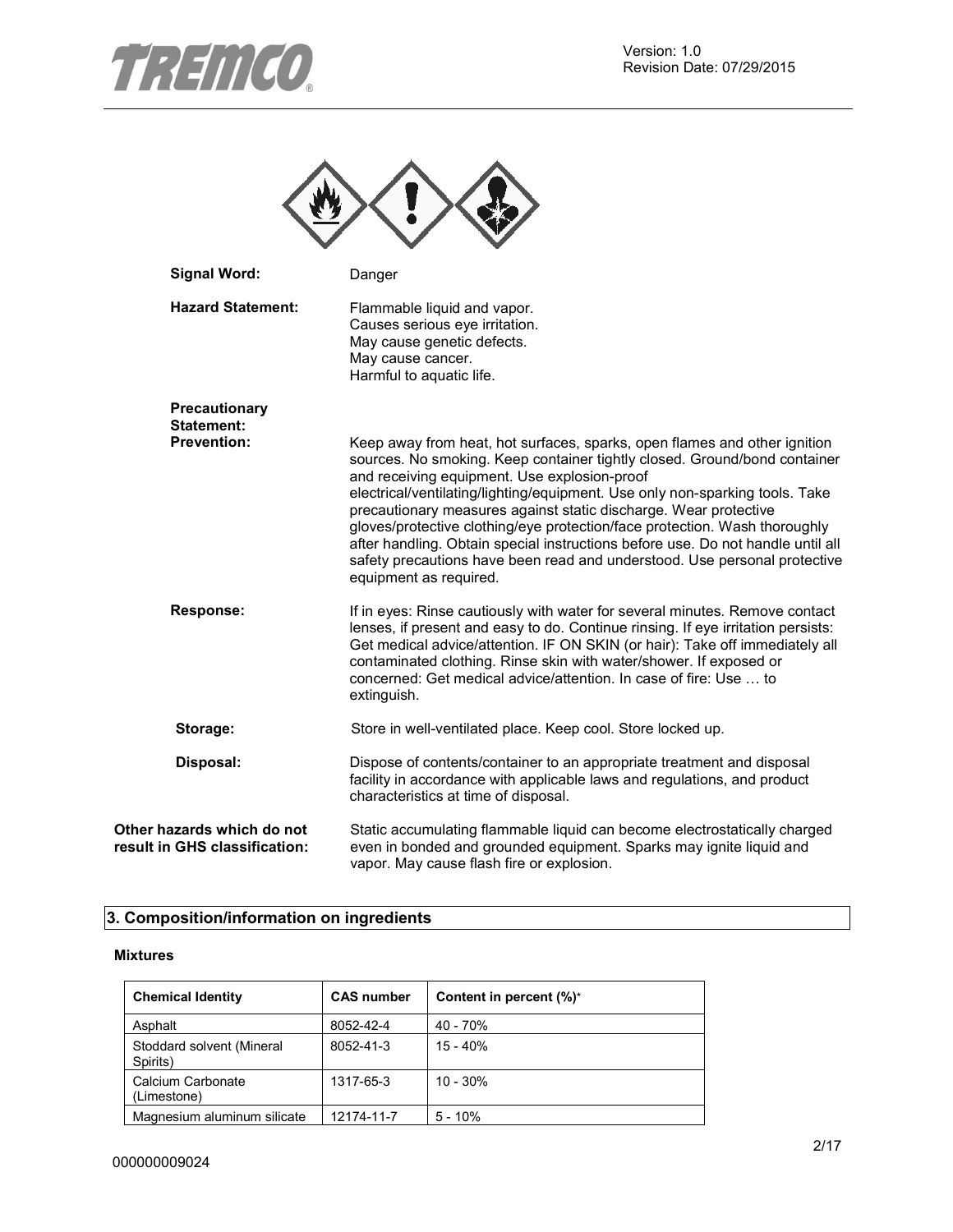**Signal Word:** Danger

**Hazard Statement:**
Flammable liquid and vapor.
Causes serious eye irritation.
May cause genetic defects.
May cause cancer.
Harmful to aquatic life.

**Precautionary Statement:**

**Prevention:** Keep away from heat, hot surfaces, sparks, open flames and other ignition sources. No smoking. Keep container tightly closed. Ground/bond container and receiving equipment. Use explosion-proof electrical/ventilating/lighting/equipment. Use only non-sparking tools. Take precautionary measures against static discharge. Wear protective gloves/protective clothing/eye protection/face protection. Wash thoroughly after handling. Obtain special instructions before use. Do not handle until all safety precautions have been read and understood. Use personal protective equipment as required.

**Response:** If in eyes: Rinse cautiously with water for several minutes. Remove contact lenses, if present and easy to do. Continue rinsing. If eye irritation persists: Get medical advice/attention. IF ON SKIN (or hair): Take off immediately all contaminated clothing. Rinse skin with water/shower. If exposed or concerned: Get medical advice/attention. In case of fire: Use … to extinguish.

**Storage:** Store in well-ventilated place. Keep cool. Store locked up.

**Disposal:** Dispose of contents/container to an appropriate treatment and disposal facility in accordance with applicable laws and regulations, and product characteristics at time of disposal.

**Other hazards which do not result in GHS classification:** Static accumulating flammable liquid can become electrostatically charged even in bonded and grounded equipment. Sparks may ignite liquid and vapor. May cause flash fire or explosion.

## 3. Composition/information on ingredients

**Mixtures**

| Chemical Identity | CAS number | Content in percent (%)* |
|---|---|---|
| Asphalt | 8052-42-4 | 40 - 70% |
| Stoddard solvent (Mineral Spirits) | 8052-41-3 | 15 - 40% |
| Calcium Carbonate (Limestone) | 1317-65-3 | 10 - 30% |
| Magnesium aluminum silicate | 12174-11-7 | 5 - 10% |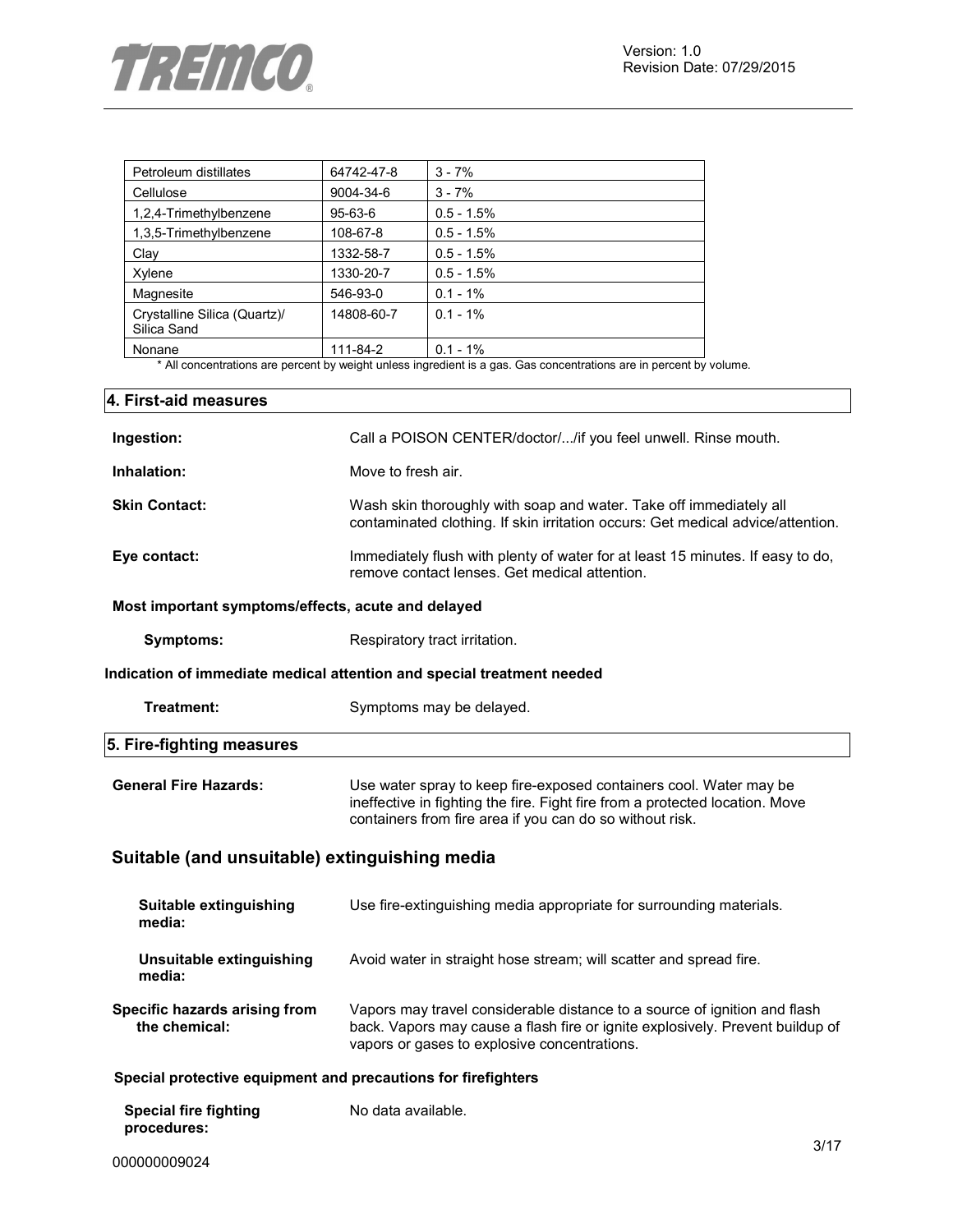| Petroleum distillates | 64742-47-8 | 3 - 7% |
|---|---|---|
| Cellulose | 9004-34-6 | 3 - 7% |
| 1,2,4-Trimethylbenzene | 95-63-6 | 0.5 - 1.5% |
| 1,3,5-Trimethylbenzene | 108-67-8 | 0.5 - 1.5% |
| Clay | 1332-58-7 | 0.5 - 1.5% |
| Xylene | 1330-20-7 | 0.5 - 1.5% |
| Magnesite | 546-93-0 | 0.1 - 1% |
| Crystalline Silica (Quartz)/ Silica Sand | 14808-60-7 | 0.1 - 1% |
| Nonane | 111-84-2 | 0.1 - 1% |

* All concentrations are percent by weight unless ingredient is a gas. Gas concentrations are in percent by volume.

## 4. First-aid measures

**Ingestion:** Call a POISON CENTER/doctor/.../if you feel unwell. Rinse mouth.

**Inhalation:** Move to fresh air.

**Skin Contact:** Wash skin thoroughly with soap and water. Take off immediately all contaminated clothing. If skin irritation occurs: Get medical advice/attention.

**Eye contact:** Immediately flush with plenty of water for at least 15 minutes. If easy to do, remove contact lenses. Get medical attention.

**Most important symptoms/effects, acute and delayed**

**Symptoms:** Respiratory tract irritation.

**Indication of immediate medical attention and special treatment needed**

**Treatment:** Symptoms may be delayed.

## 5. Fire-fighting measures

**General Fire Hazards:** Use water spray to keep fire-exposed containers cool. Water may be ineffective in fighting the fire. Fight fire from a protected location. Move containers from fire area if you can do so without risk.

### Suitable (and unsuitable) extinguishing media

**Suitable extinguishing media:** Use fire-extinguishing media appropriate for surrounding materials.

**Unsuitable extinguishing media:** Avoid water in straight hose stream; will scatter and spread fire.

**Specific hazards arising from the chemical:** Vapors may travel considerable distance to a source of ignition and flash back. Vapors may cause a flash fire or ignite explosively. Prevent buildup of vapors or gases to explosive concentrations.

**Special protective equipment and precautions for firefighters**

**Special fire fighting procedures:** No data available.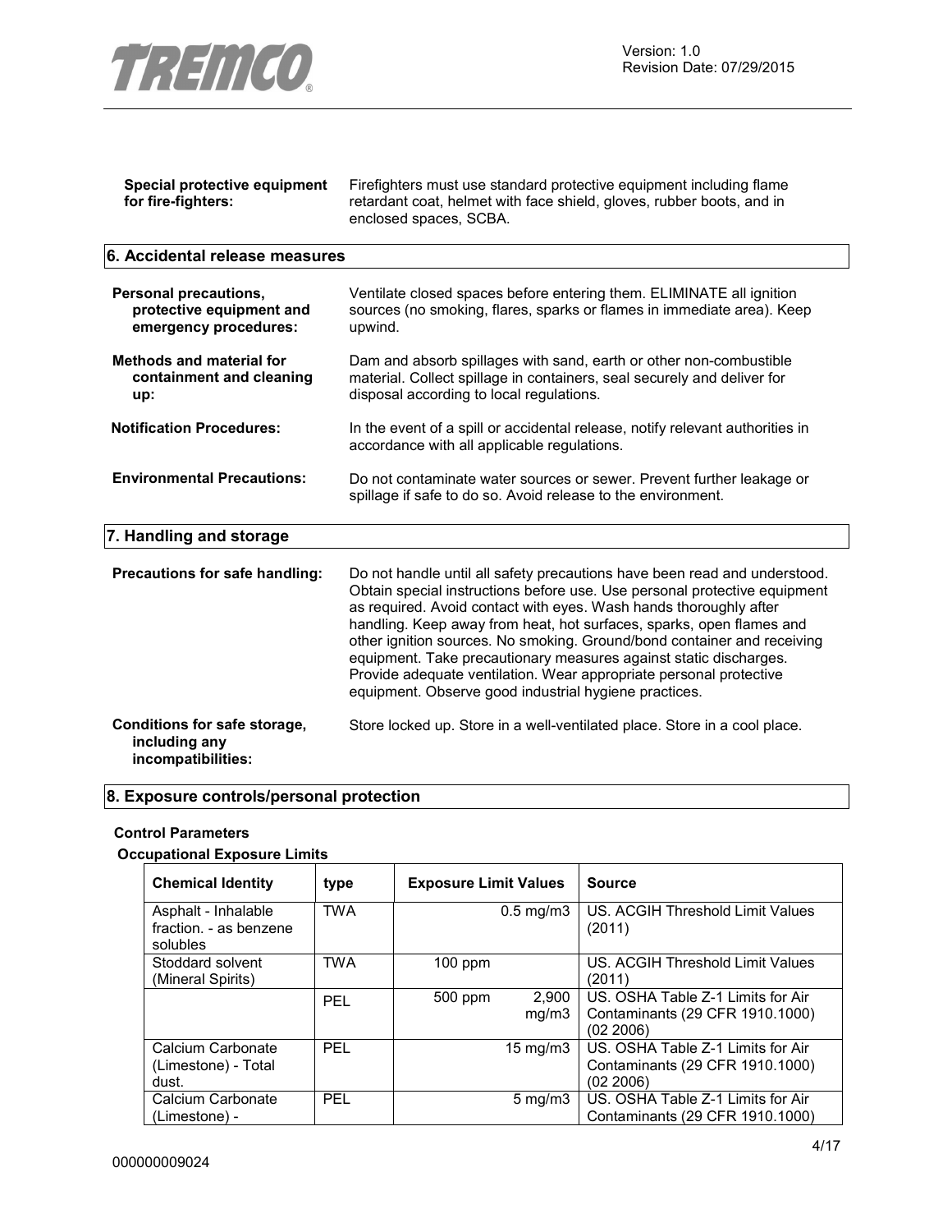**Special protective equipment for fire-fighters:** Firefighters must use standard protective equipment including flame retardant coat, helmet with face shield, gloves, rubber boots, and in enclosed spaces, SCBA.

## 6. Accidental release measures

**Personal precautions, protective equipment and emergency procedures:** Ventilate closed spaces before entering them. ELIMINATE all ignition sources (no smoking, flares, sparks or flames in immediate area). Keep upwind.

**Methods and material for containment and cleaning up:** Dam and absorb spillages with sand, earth or other non-combustible material. Collect spillage in containers, seal securely and deliver for disposal according to local regulations.

**Notification Procedures:** In the event of a spill or accidental release, notify relevant authorities in accordance with all applicable regulations.

**Environmental Precautions:** Do not contaminate water sources or sewer. Prevent further leakage or spillage if safe to do so. Avoid release to the environment.

## 7. Handling and storage

**Precautions for safe handling:** Do not handle until all safety precautions have been read and understood. Obtain special instructions before use. Use personal protective equipment as required. Avoid contact with eyes. Wash hands thoroughly after handling. Keep away from heat, hot surfaces, sparks, open flames and other ignition sources. No smoking. Ground/bond container and receiving equipment. Take precautionary measures against static discharges. Provide adequate ventilation. Wear appropriate personal protective equipment. Observe good industrial hygiene practices.

**Conditions for safe storage, including any incompatibilities:** Store locked up. Store in a well-ventilated place. Store in a cool place.

## 8. Exposure controls/personal protection

### Control Parameters

**Occupational Exposure Limits**

| Chemical Identity | type | Exposure Limit Values | | Source |
|---|---|---|---|---|
| Asphalt - Inhalable fraction. - as benzene solubles | TWA | | 0.5 mg/m3 | US. ACGIH Threshold Limit Values (2011) |
| Stoddard solvent (Mineral Spirits) | TWA | 100 ppm | | US. ACGIH Threshold Limit Values (2011) |
| | PEL | 500 ppm | 2,900 mg/m3 | US. OSHA Table Z-1 Limits for Air Contaminants (29 CFR 1910.1000) (02 2006) |
| Calcium Carbonate (Limestone) - Total dust. | PEL | | 15 mg/m3 | US. OSHA Table Z-1 Limits for Air Contaminants (29 CFR 1910.1000) (02 2006) |
| Calcium Carbonate (Limestone) - | PEL | | 5 mg/m3 | US. OSHA Table Z-1 Limits for Air Contaminants (29 CFR 1910.1000) |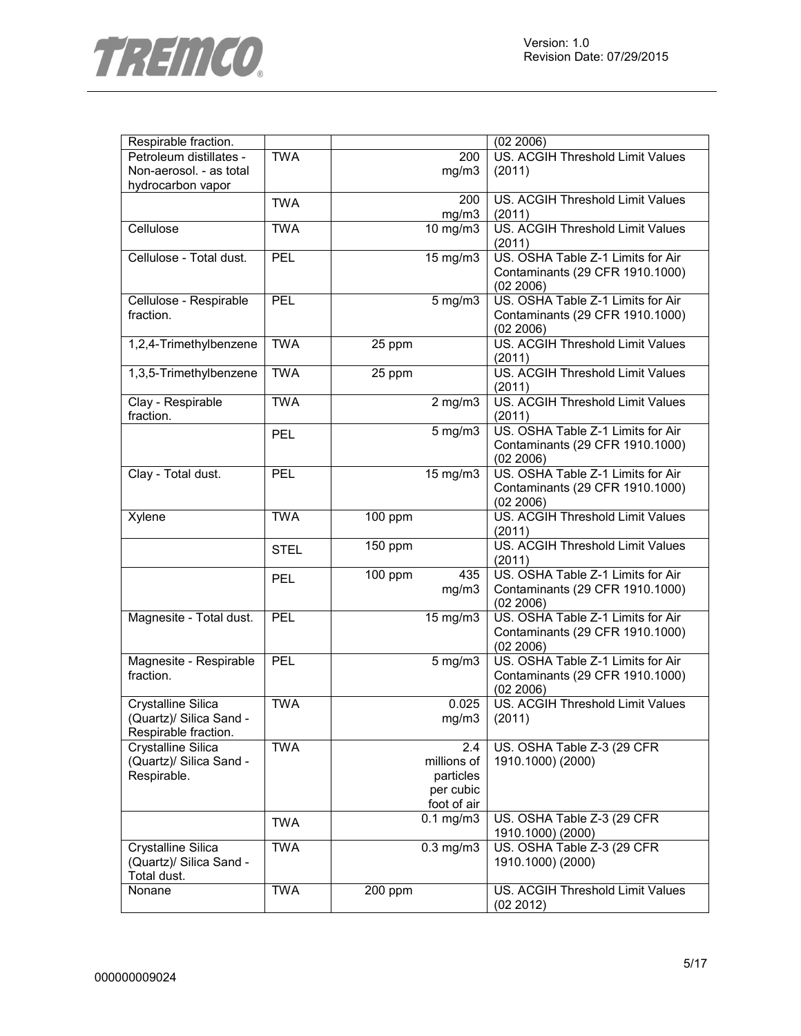| Respirable fraction. | | | (02 2006) |
|---|---|---|---|
| Petroleum distillates - Non-aerosol. - as total hydrocarbon vapor | TWA | 200 mg/m3 | US. ACGIH Threshold Limit Values (2011) |
| | TWA | 200 mg/m3 | US. ACGIH Threshold Limit Values (2011) |
| Cellulose | TWA | 10 mg/m3 | US. ACGIH Threshold Limit Values (2011) |
| Cellulose - Total dust. | PEL | 15 mg/m3 | US. OSHA Table Z-1 Limits for Air Contaminants (29 CFR 1910.1000) (02 2006) |
| Cellulose - Respirable fraction. | PEL | 5 mg/m3 | US. OSHA Table Z-1 Limits for Air Contaminants (29 CFR 1910.1000) (02 2006) |
| 1,2,4-Trimethylbenzene | TWA | 25 ppm | US. ACGIH Threshold Limit Values (2011) |
| 1,3,5-Trimethylbenzene | TWA | 25 ppm | US. ACGIH Threshold Limit Values (2011) |
| Clay - Respirable fraction. | TWA | 2 mg/m3 | US. ACGIH Threshold Limit Values (2011) |
| | PEL | 5 mg/m3 | US. OSHA Table Z-1 Limits for Air Contaminants (29 CFR 1910.1000) (02 2006) |
| Clay - Total dust. | PEL | 15 mg/m3 | US. OSHA Table Z-1 Limits for Air Contaminants (29 CFR 1910.1000) (02 2006) |
| Xylene | TWA | 100 ppm | US. ACGIH Threshold Limit Values (2011) |
| | STEL | 150 ppm | US. ACGIH Threshold Limit Values (2011) |
| | PEL | 100 ppm 435 mg/m3 | US. OSHA Table Z-1 Limits for Air Contaminants (29 CFR 1910.1000) (02 2006) |
| Magnesite - Total dust. | PEL | 15 mg/m3 | US. OSHA Table Z-1 Limits for Air Contaminants (29 CFR 1910.1000) (02 2006) |
| Magnesite - Respirable fraction. | PEL | 5 mg/m3 | US. OSHA Table Z-1 Limits for Air Contaminants (29 CFR 1910.1000) (02 2006) |
| Crystalline Silica (Quartz)/ Silica Sand - Respirable fraction. | TWA | 0.025 mg/m3 | US. ACGIH Threshold Limit Values (2011) |
| Crystalline Silica (Quartz)/ Silica Sand - Respirable. | TWA | 2.4 millions of particles per cubic foot of air | US. OSHA Table Z-3 (29 CFR 1910.1000) (2000) |
| | TWA | 0.1 mg/m3 | US. OSHA Table Z-3 (29 CFR 1910.1000) (2000) |
| Crystalline Silica (Quartz)/ Silica Sand - Total dust. | TWA | 0.3 mg/m3 | US. OSHA Table Z-3 (29 CFR 1910.1000) (2000) |
| Nonane | TWA | 200 ppm | US. ACGIH Threshold Limit Values (02 2012) |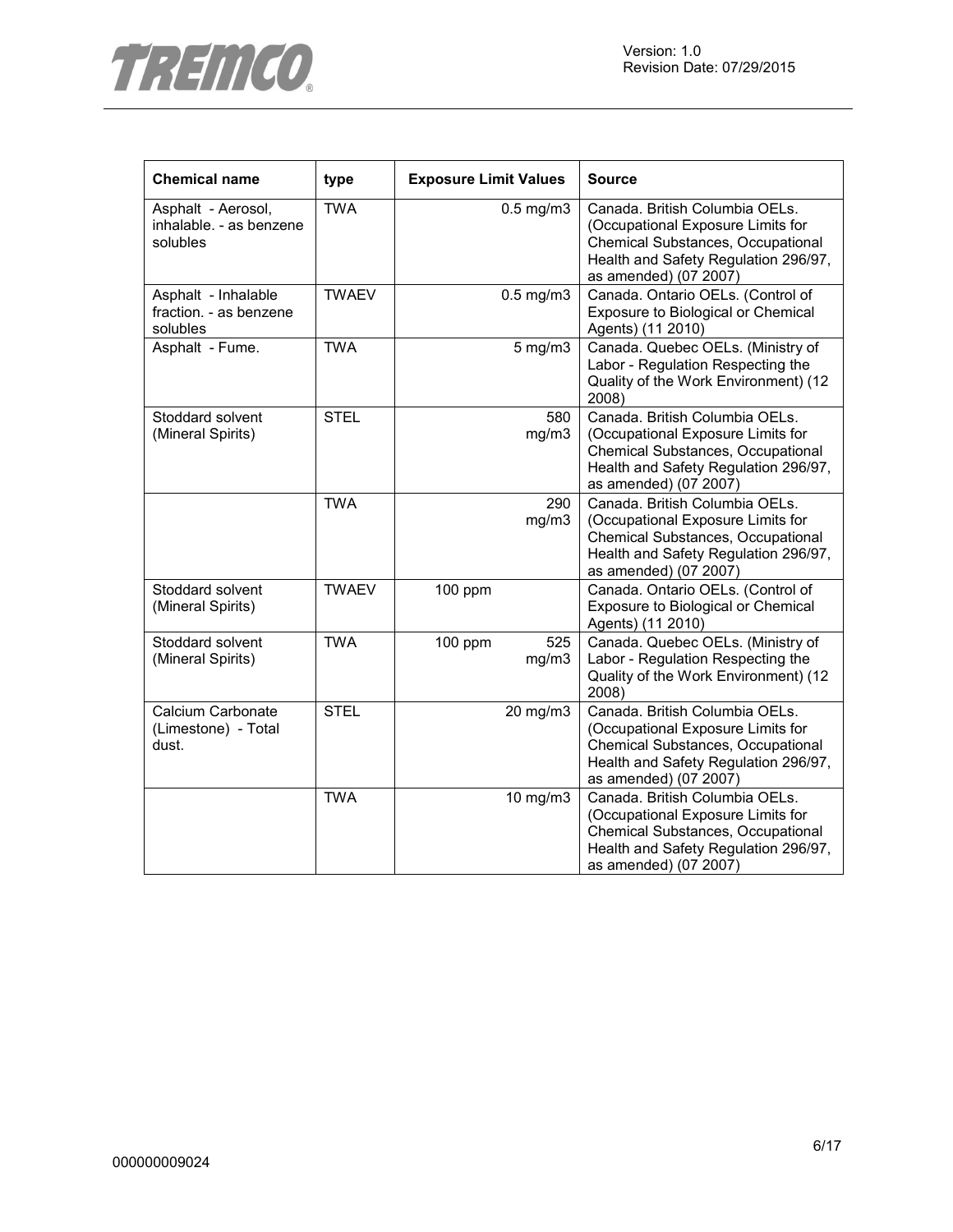| Chemical name | type | Exposure Limit Values | Source |
|---|---|---|---|
| Asphalt - Aerosol, inhalable. - as benzene solubles | TWA | 0.5 mg/m3 | Canada. British Columbia OELs. (Occupational Exposure Limits for Chemical Substances, Occupational Health and Safety Regulation 296/97, as amended) (07 2007) |
| Asphalt - Inhalable fraction. - as benzene solubles | TWAEV | 0.5 mg/m3 | Canada. Ontario OELs. (Control of Exposure to Biological or Chemical Agents) (11 2010) |
| Asphalt - Fume. | TWA | 5 mg/m3 | Canada. Quebec OELs. (Ministry of Labor - Regulation Respecting the Quality of the Work Environment) (12 2008) |
| Stoddard solvent (Mineral Spirits) | STEL | 580 mg/m3 | Canada. British Columbia OELs. (Occupational Exposure Limits for Chemical Substances, Occupational Health and Safety Regulation 296/97, as amended) (07 2007) |
| | TWA | 290 mg/m3 | Canada. British Columbia OELs. (Occupational Exposure Limits for Chemical Substances, Occupational Health and Safety Regulation 296/97, as amended) (07 2007) |
| Stoddard solvent (Mineral Spirits) | TWAEV | 100 ppm | Canada. Ontario OELs. (Control of Exposure to Biological or Chemical Agents) (11 2010) |
| Stoddard solvent (Mineral Spirits) | TWA | 100 ppm 525 mg/m3 | Canada. Quebec OELs. (Ministry of Labor - Regulation Respecting the Quality of the Work Environment) (12 2008) |
| Calcium Carbonate (Limestone) - Total dust. | STEL | 20 mg/m3 | Canada. British Columbia OELs. (Occupational Exposure Limits for Chemical Substances, Occupational Health and Safety Regulation 296/97, as amended) (07 2007) |
| | TWA | 10 mg/m3 | Canada. British Columbia OELs. (Occupational Exposure Limits for Chemical Substances, Occupational Health and Safety Regulation 296/97, as amended) (07 2007) |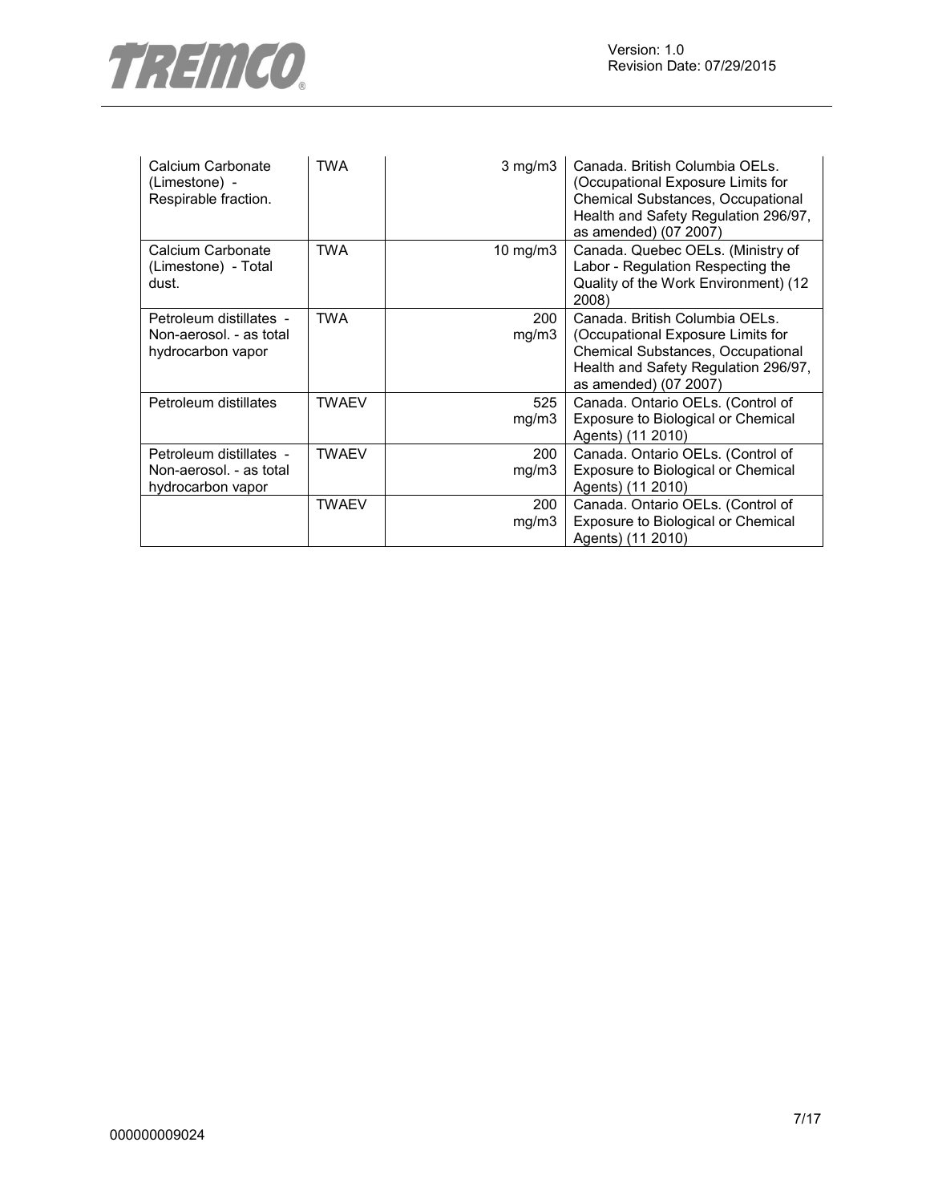| | | | |
|---|---|---|---|
| Calcium Carbonate (Limestone) - Respirable fraction. | TWA | 3 mg/m3 | Canada. British Columbia OELs. (Occupational Exposure Limits for Chemical Substances, Occupational Health and Safety Regulation 296/97, as amended) (07 2007) |
| Calcium Carbonate (Limestone) - Total dust. | TWA | 10 mg/m3 | Canada. Quebec OELs. (Ministry of Labor - Regulation Respecting the Quality of the Work Environment) (12 2008) |
| Petroleum distillates - Non-aerosol. - as total hydrocarbon vapor | TWA | 200 mg/m3 | Canada. British Columbia OELs. (Occupational Exposure Limits for Chemical Substances, Occupational Health and Safety Regulation 296/97, as amended) (07 2007) |
| Petroleum distillates | TWAEV | 525 mg/m3 | Canada. Ontario OELs. (Control of Exposure to Biological or Chemical Agents) (11 2010) |
| Petroleum distillates - Non-aerosol. - as total hydrocarbon vapor | TWAEV | 200 mg/m3 | Canada. Ontario OELs. (Control of Exposure to Biological or Chemical Agents) (11 2010) |
| | TWAEV | 200 mg/m3 | Canada. Ontario OELs. (Control of Exposure to Biological or Chemical Agents) (11 2010) |

000000009024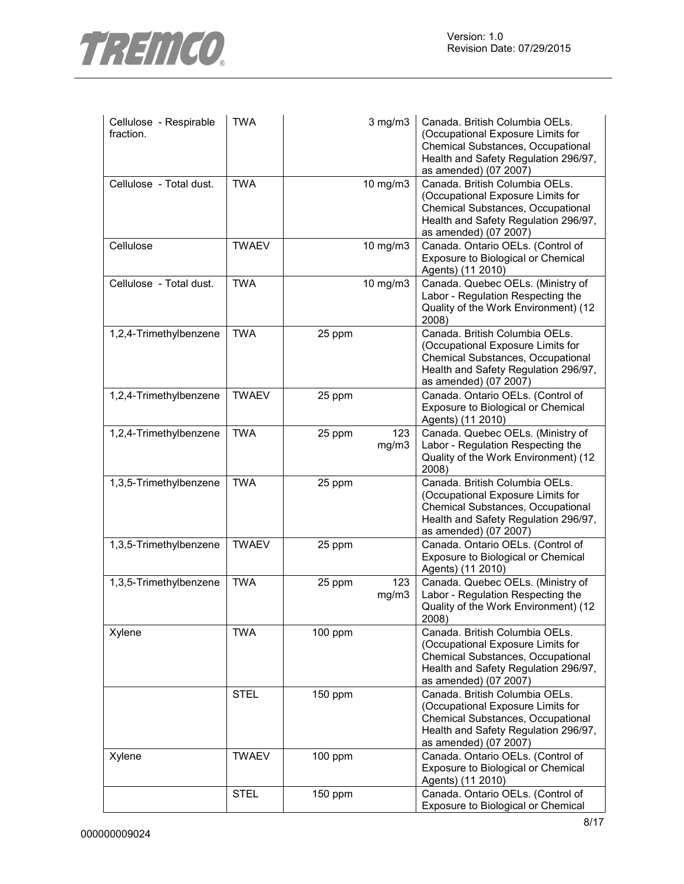| | | | | |
|---|---|---|---|---|
| Cellulose - Respirable fraction. | TWA | | 3 mg/m3 | Canada. British Columbia OELs. (Occupational Exposure Limits for Chemical Substances, Occupational Health and Safety Regulation 296/97, as amended) (07 2007) |
| Cellulose - Total dust. | TWA | | 10 mg/m3 | Canada. British Columbia OELs. (Occupational Exposure Limits for Chemical Substances, Occupational Health and Safety Regulation 296/97, as amended) (07 2007) |
| Cellulose | TWAEV | | 10 mg/m3 | Canada. Ontario OELs. (Control of Exposure to Biological or Chemical Agents) (11 2010) |
| Cellulose - Total dust. | TWA | | 10 mg/m3 | Canada. Quebec OELs. (Ministry of Labor - Regulation Respecting the Quality of the Work Environment) (12 2008) |
| 1,2,4-Trimethylbenzene | TWA | 25 ppm | | Canada. British Columbia OELs. (Occupational Exposure Limits for Chemical Substances, Occupational Health and Safety Regulation 296/97, as amended) (07 2007) |
| 1,2,4-Trimethylbenzene | TWAEV | 25 ppm | | Canada. Ontario OELs. (Control of Exposure to Biological or Chemical Agents) (11 2010) |
| 1,2,4-Trimethylbenzene | TWA | 25 ppm | 123 mg/m3 | Canada. Quebec OELs. (Ministry of Labor - Regulation Respecting the Quality of the Work Environment) (12 2008) |
| 1,3,5-Trimethylbenzene | TWA | 25 ppm | | Canada. British Columbia OELs. (Occupational Exposure Limits for Chemical Substances, Occupational Health and Safety Regulation 296/97, as amended) (07 2007) |
| 1,3,5-Trimethylbenzene | TWAEV | 25 ppm | | Canada. Ontario OELs. (Control of Exposure to Biological or Chemical Agents) (11 2010) |
| 1,3,5-Trimethylbenzene | TWA | 25 ppm | 123 mg/m3 | Canada. Quebec OELs. (Ministry of Labor - Regulation Respecting the Quality of the Work Environment) (12 2008) |
| Xylene | TWA | 100 ppm | | Canada. British Columbia OELs. (Occupational Exposure Limits for Chemical Substances, Occupational Health and Safety Regulation 296/97, as amended) (07 2007) |
| | STEL | 150 ppm | | Canada. British Columbia OELs. (Occupational Exposure Limits for Chemical Substances, Occupational Health and Safety Regulation 296/97, as amended) (07 2007) |
| Xylene | TWAEV | 100 ppm | | Canada. Ontario OELs. (Control of Exposure to Biological or Chemical Agents) (11 2010) |
| | STEL | 150 ppm | | Canada. Ontario OELs. (Control of Exposure to Biological or Chemical |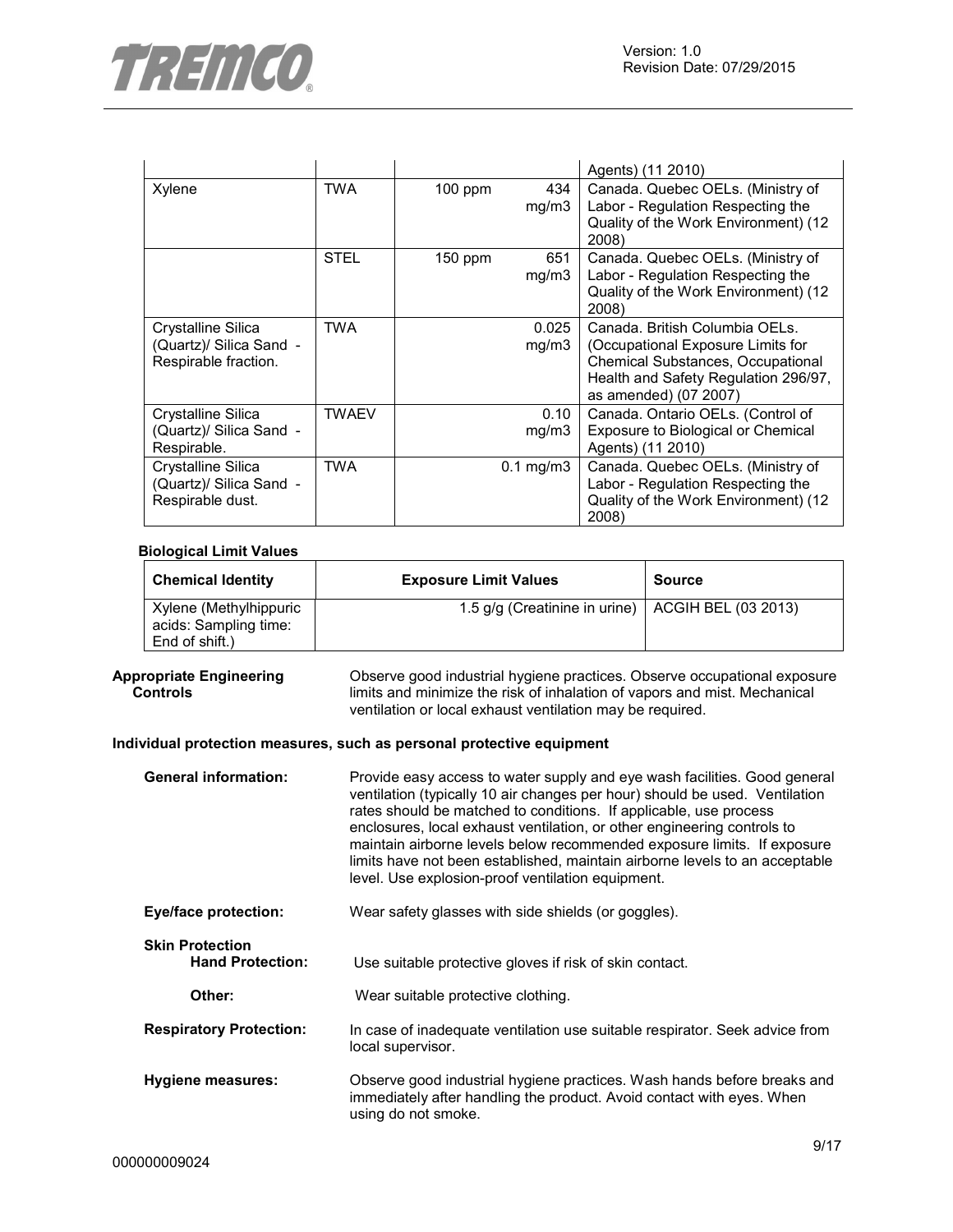| | | | | |
|---|---|---|---|---|
| | | | | Agents) (11 2010) |
| Xylene | TWA | 100 ppm | 434 mg/m3 | Canada. Quebec OELs. (Ministry of Labor - Regulation Respecting the Quality of the Work Environment) (12 2008) |
| | STEL | 150 ppm | 651 mg/m3 | Canada. Quebec OELs. (Ministry of Labor - Regulation Respecting the Quality of the Work Environment) (12 2008) |
| Crystalline Silica (Quartz)/ Silica Sand - Respirable fraction. | TWA | | 0.025 mg/m3 | Canada. British Columbia OELs. (Occupational Exposure Limits for Chemical Substances, Occupational Health and Safety Regulation 296/97, as amended) (07 2007) |
| Crystalline Silica (Quartz)/ Silica Sand - Respirable. | TWAEV | | 0.10 mg/m3 | Canada. Ontario OELs. (Control of Exposure to Biological or Chemical Agents) (11 2010) |
| Crystalline Silica (Quartz)/ Silica Sand - Respirable dust. | TWA | | 0.1 mg/m3 | Canada. Quebec OELs. (Ministry of Labor - Regulation Respecting the Quality of the Work Environment) (12 2008) |

**Biological Limit Values**

| Chemical Identity | Exposure Limit Values | Source |
|---|---|---|
| Xylene (Methylhippuric acids: Sampling time: End of shift.) | 1.5 g/g (Creatinine in urine) | ACGIH BEL (03 2013) |

**Appropriate Engineering Controls** Observe good industrial hygiene practices. Observe occupational exposure limits and minimize the risk of inhalation of vapors and mist. Mechanical ventilation or local exhaust ventilation may be required.

**Individual protection measures, such as personal protective equipment**

**General information:** Provide easy access to water supply and eye wash facilities. Good general ventilation (typically 10 air changes per hour) should be used. Ventilation rates should be matched to conditions. If applicable, use process enclosures, local exhaust ventilation, or other engineering controls to maintain airborne levels below recommended exposure limits. If exposure limits have not been established, maintain airborne levels to an acceptable level. Use explosion-proof ventilation equipment.

**Eye/face protection:** Wear safety glasses with side shields (or goggles).

**Skin Protection**

**Hand Protection:** Use suitable protective gloves if risk of skin contact.

**Other:** Wear suitable protective clothing.

**Respiratory Protection:** In case of inadequate ventilation use suitable respirator. Seek advice from local supervisor.

**Hygiene measures:** Observe good industrial hygiene practices. Wash hands before breaks and immediately after handling the product. Avoid contact with eyes. When using do not smoke.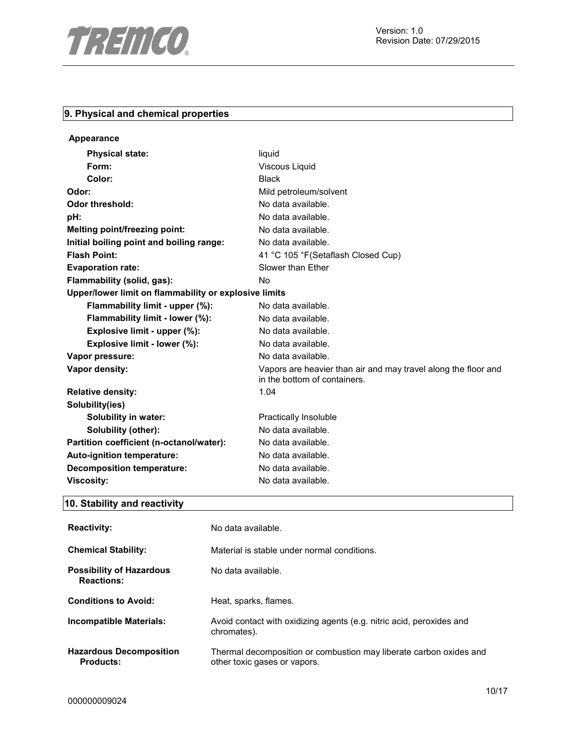## 9. Physical and chemical properties

**Appearance**

| | |
|---|---|
| **Physical state:** | liquid |
| **Form:** | Viscous Liquid |
| **Color:** | Black |
| **Odor:** | Mild petroleum/solvent |
| **Odor threshold:** | No data available. |
| **pH:** | No data available. |
| **Melting point/freezing point:** | No data available. |
| **Initial boiling point and boiling range:** | No data available. |
| **Flash Point:** | 41 °C 105 °F(Setaflash Closed Cup) |
| **Evaporation rate:** | Slower than Ether |
| **Flammability (solid, gas):** | No |
| **Upper/lower limit on flammability or explosive limits** | |
| **Flammability limit - upper (%):** | No data available. |
| **Flammability limit - lower (%):** | No data available. |
| **Explosive limit - upper (%):** | No data available. |
| **Explosive limit - lower (%):** | No data available. |
| **Vapor pressure:** | No data available. |
| **Vapor density:** | Vapors are heavier than air and may travel along the floor and in the bottom of containers. |
| **Relative density:** | 1.04 |
| **Solubility(ies)** | |
| **Solubility in water:** | Practically Insoluble |
| **Solubility (other):** | No data available. |
| **Partition coefficient (n-octanol/water):** | No data available. |
| **Auto-ignition temperature:** | No data available. |
| **Decomposition temperature:** | No data available. |
| **Viscosity:** | No data available. |

## 10. Stability and reactivity

| | |
|---|---|
| **Reactivity:** | No data available. |
| **Chemical Stability:** | Material is stable under normal conditions. |
| **Possibility of Hazardous Reactions:** | No data available. |
| **Conditions to Avoid:** | Heat, sparks, flames. |
| **Incompatible Materials:** | Avoid contact with oxidizing agents (e.g. nitric acid, peroxides and chromates). |
| **Hazardous Decomposition Products:** | Thermal decomposition or combustion may liberate carbon oxides and other toxic gases or vapors. |

000000009024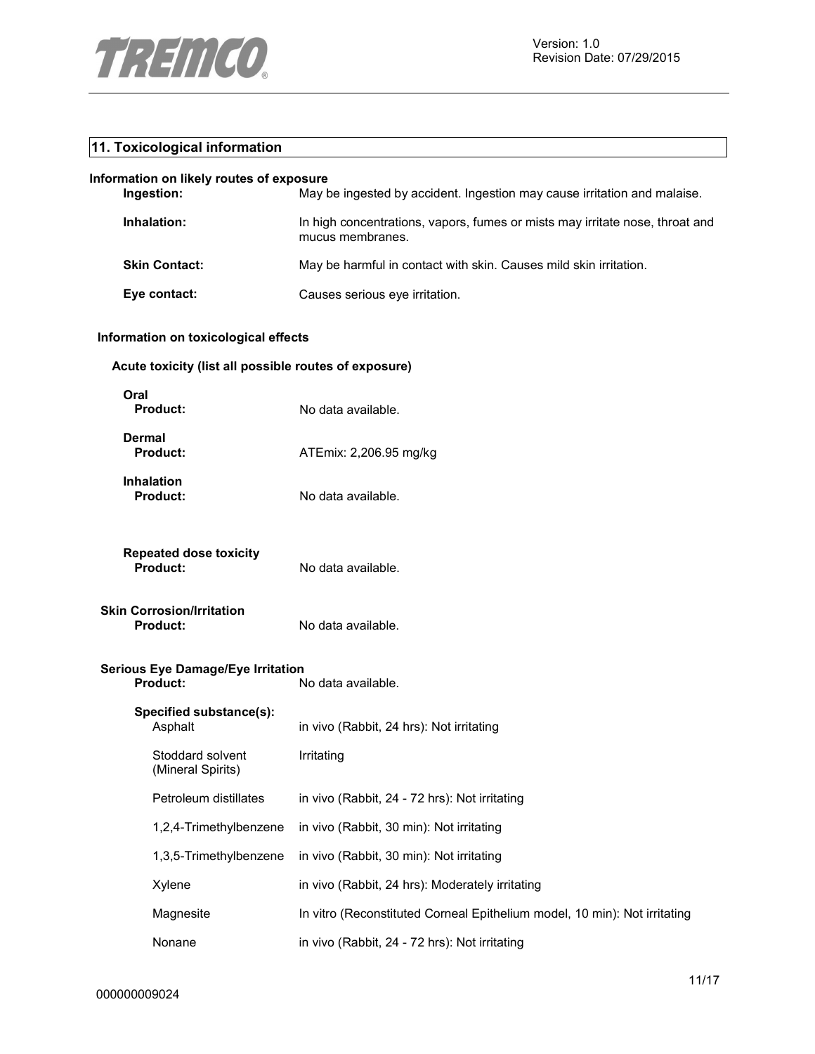## 11. Toxicological information

**Information on likely routes of exposure**

| | |
|---|---|
| **Ingestion:** | May be ingested by accident. Ingestion may cause irritation and malaise. |
| **Inhalation:** | In high concentrations, vapors, fumes or mists may irritate nose, throat and mucus membranes. |
| **Skin Contact:** | May be harmful in contact with skin. Causes mild skin irritation. |
| **Eye contact:** | Causes serious eye irritation. |

**Information on toxicological effects**

**Acute toxicity (list all possible routes of exposure)**

**Oral**

| | |
|---|---|
| **Product:** | No data available. |

**Dermal**

| | |
|---|---|
| **Product:** | ATEmix: 2,206.95 mg/kg |

**Inhalation**

| | |
|---|---|
| **Product:** | No data available. |

**Repeated dose toxicity**

| | |
|---|---|
| **Product:** | No data available. |

**Skin Corrosion/Irritation**

| | |
|---|---|
| **Product:** | No data available. |

**Serious Eye Damage/Eye Irritation**

| | |
|---|---|
| **Product:** | No data available. |

**Specified substance(s):**

| | |
|---|---|
| Asphalt | in vivo (Rabbit, 24 hrs): Not irritating |
| Stoddard solvent (Mineral Spirits) | Irritating |
| Petroleum distillates | in vivo (Rabbit, 24 - 72 hrs): Not irritating |
| 1,2,4-Trimethylbenzene | in vivo (Rabbit, 30 min): Not irritating |
| 1,3,5-Trimethylbenzene | in vivo (Rabbit, 30 min): Not irritating |
| Xylene | in vivo (Rabbit, 24 hrs): Moderately irritating |
| Magnesite | In vitro (Reconstituted Corneal Epithelium model, 10 min): Not irritating |
| Nonane | in vivo (Rabbit, 24 - 72 hrs): Not irritating |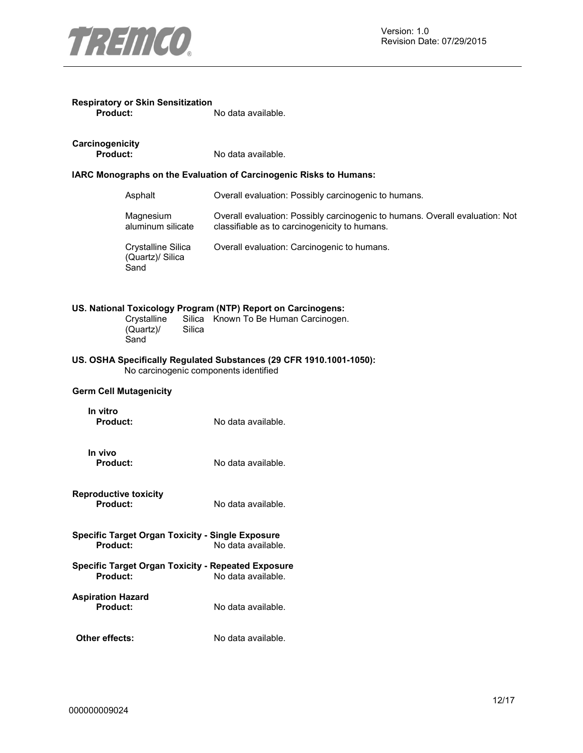**Respiratory or Skin Sensitization**

**Product:** No data available.

**Carcinogenicity**

**Product:** No data available.

**IARC Monographs on the Evaluation of Carcinogenic Risks to Humans:**

| | |
|---|---|
| Asphalt | Overall evaluation: Possibly carcinogenic to humans. |
| Magnesium aluminum silicate | Overall evaluation: Possibly carcinogenic to humans. Overall evaluation: Not classifiable as to carcinogenicity to humans. |
| Crystalline Silica (Quartz)/ Silica Sand | Overall evaluation: Carcinogenic to humans. |

**US. National Toxicology Program (NTP) Report on Carcinogens:**

| | |
|---|---|
| Crystalline Silica (Quartz)/ Silica Sand | Known To Be Human Carcinogen. |

**US. OSHA Specifically Regulated Substances (29 CFR 1910.1001-1050):**

No carcinogenic components identified

**Germ Cell Mutagenicity**

**In vitro**

**Product:** No data available.

**In vivo**

**Product:** No data available.

**Reproductive toxicity**

**Product:** No data available.

**Specific Target Organ Toxicity - Single Exposure**

**Product:** No data available.

**Specific Target Organ Toxicity - Repeated Exposure**

**Product:** No data available.

**Aspiration Hazard**

**Product:** No data available.

**Other effects:** No data available.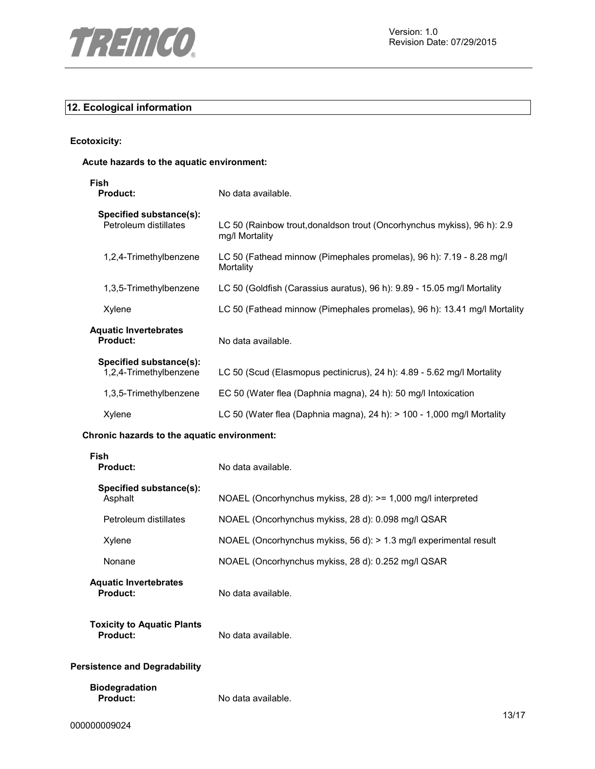## 12. Ecological information

### Ecotoxicity:

#### Acute hazards to the aquatic environment:

**Fish**

| | |
|---|---|
| **Product:** | No data available. |
| **Specified substance(s):** | |
| Petroleum distillates | LC 50 (Rainbow trout,donaldson trout (Oncorhynchus mykiss), 96 h): 2.9 mg/l Mortality |
| 1,2,4-Trimethylbenzene | LC 50 (Fathead minnow (Pimephales promelas), 96 h): 7.19 - 8.28 mg/l Mortality |
| 1,3,5-Trimethylbenzene | LC 50 (Goldfish (Carassius auratus), 96 h): 9.89 - 15.05 mg/l Mortality |
| Xylene | LC 50 (Fathead minnow (Pimephales promelas), 96 h): 13.41 mg/l Mortality |

**Aquatic Invertebrates**

| | |
|---|---|
| **Product:** | No data available. |
| **Specified substance(s):** | |
| 1,2,4-Trimethylbenzene | LC 50 (Scud (Elasmopus pectinicrus), 24 h): 4.89 - 5.62 mg/l Mortality |
| 1,3,5-Trimethylbenzene | EC 50 (Water flea (Daphnia magna), 24 h): 50 mg/l Intoxication |
| Xylene | LC 50 (Water flea (Daphnia magna), 24 h): > 100 - 1,000 mg/l Mortality |

#### Chronic hazards to the aquatic environment:

**Fish**

| | |
|---|---|
| **Product:** | No data available. |
| **Specified substance(s):** | |
| Asphalt | NOAEL (Oncorhynchus mykiss, 28 d): >= 1,000 mg/l interpreted |
| Petroleum distillates | NOAEL (Oncorhynchus mykiss, 28 d): 0.098 mg/l QSAR |
| Xylene | NOAEL (Oncorhynchus mykiss, 56 d): > 1.3 mg/l experimental result |
| Nonane | NOAEL (Oncorhynchus mykiss, 28 d): 0.252 mg/l QSAR |

**Aquatic Invertebrates**

**Product:** No data available.

**Toxicity to Aquatic Plants**

**Product:** No data available.

### Persistence and Degradability

**Biodegradation**

**Product:** No data available.

000000009024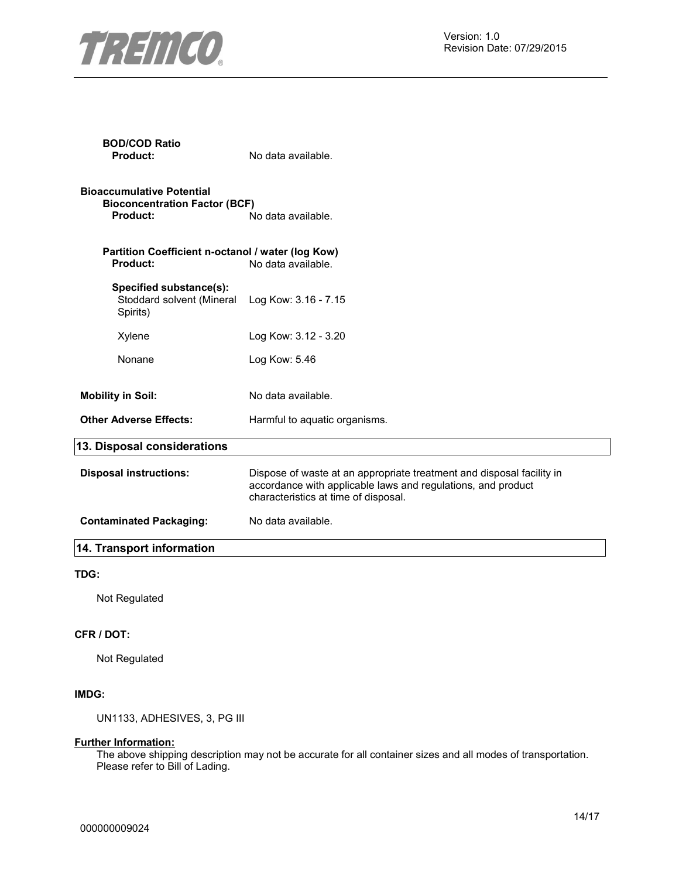**BOD/COD Ratio**

**Product:** No data available.

**Bioaccumulative Potential**

**Bioconcentration Factor (BCF)**

**Product:** No data available.

**Partition Coefficient n-octanol / water (log Kow)**

**Product:** No data available.

**Specified substance(s):**

| | |
|---|---|
| Stoddard solvent (Mineral Spirits) | Log Kow: 3.16 - 7.15 |
| Xylene | Log Kow: 3.12 - 3.20 |
| Nonane | Log Kow: 5.46 |

**Mobility in Soil:** No data available.

**Other Adverse Effects:** Harmful to aquatic organisms.

## 13. Disposal considerations

**Disposal instructions:** Dispose of waste at an appropriate treatment and disposal facility in accordance with applicable laws and regulations, and product characteristics at time of disposal.

**Contaminated Packaging:** No data available.

## 14. Transport information

**TDG:**

Not Regulated

**CFR / DOT:**

Not Regulated

**IMDG:**

UN1133, ADHESIVES, 3, PG III

**Further Information:**

The above shipping description may not be accurate for all container sizes and all modes of transportation. Please refer to Bill of Lading.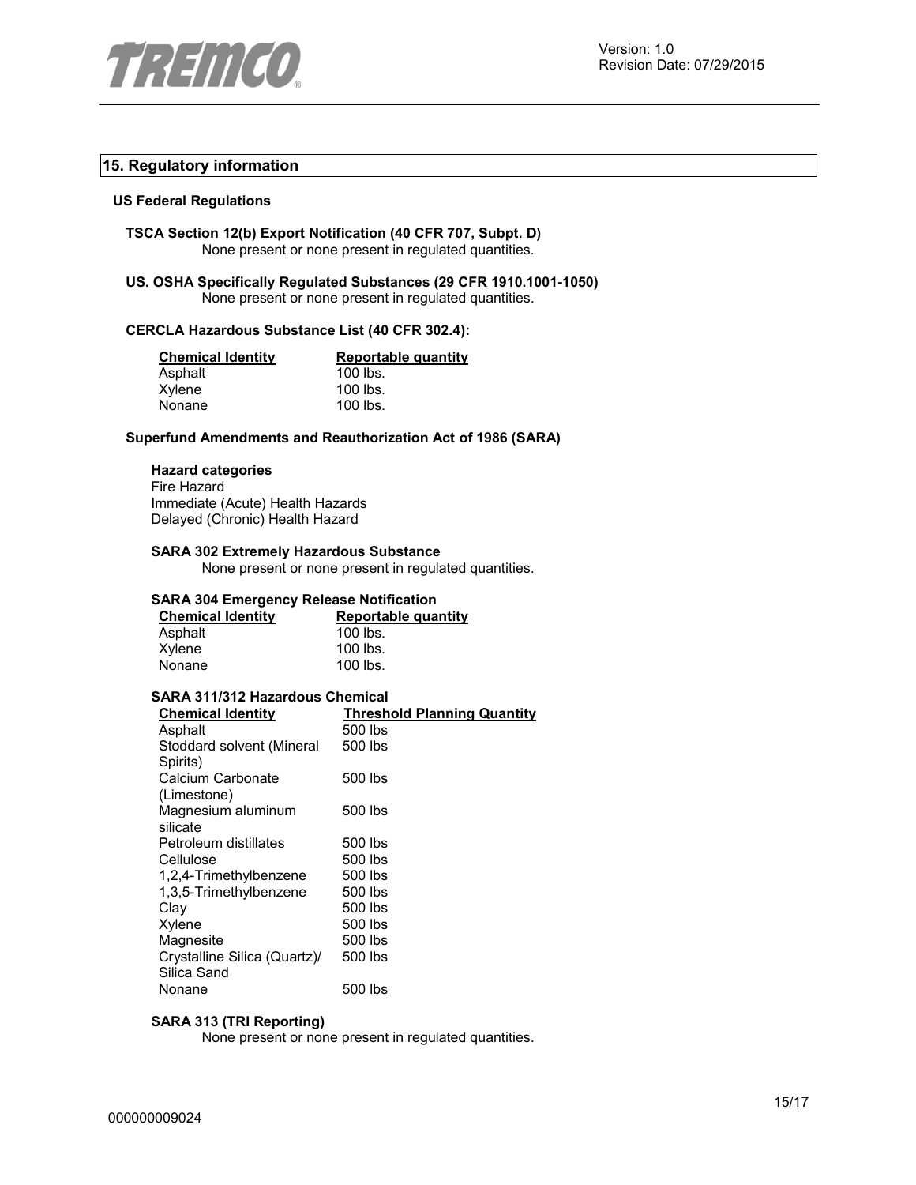## 15. Regulatory information

### US Federal Regulations

**TSCA Section 12(b) Export Notification (40 CFR 707, Subpt. D)**

None present or none present in regulated quantities.

**US. OSHA Specifically Regulated Substances (29 CFR 1910.1001-1050)**

None present or none present in regulated quantities.

**CERCLA Hazardous Substance List (40 CFR 302.4):**

| Chemical Identity | Reportable quantity |
|---|---|
| Asphalt | 100 lbs. |
| Xylene | 100 lbs. |
| Nonane | 100 lbs. |

**Superfund Amendments and Reauthorization Act of 1986 (SARA)**

**Hazard categories**

Fire Hazard
Immediate (Acute) Health Hazards
Delayed (Chronic) Health Hazard

**SARA 302 Extremely Hazardous Substance**

None present or none present in regulated quantities.

**SARA 304 Emergency Release Notification**

| Chemical Identity | Reportable quantity |
|---|---|
| Asphalt | 100 lbs. |
| Xylene | 100 lbs. |
| Nonane | 100 lbs. |

**SARA 311/312 Hazardous Chemical**

| Chemical Identity | Threshold Planning Quantity |
|---|---|
| Asphalt | 500 lbs |
| Stoddard solvent (Mineral Spirits) | 500 lbs |
| Calcium Carbonate (Limestone) | 500 lbs |
| Magnesium aluminum silicate | 500 lbs |
| Petroleum distillates | 500 lbs |
| Cellulose | 500 lbs |
| 1,2,4-Trimethylbenzene | 500 lbs |
| 1,3,5-Trimethylbenzene | 500 lbs |
| Clay | 500 lbs |
| Xylene | 500 lbs |
| Magnesite | 500 lbs |
| Crystalline Silica (Quartz)/ Silica Sand | 500 lbs |
| Nonane | 500 lbs |

**SARA 313 (TRI Reporting)**

None present or none present in regulated quantities.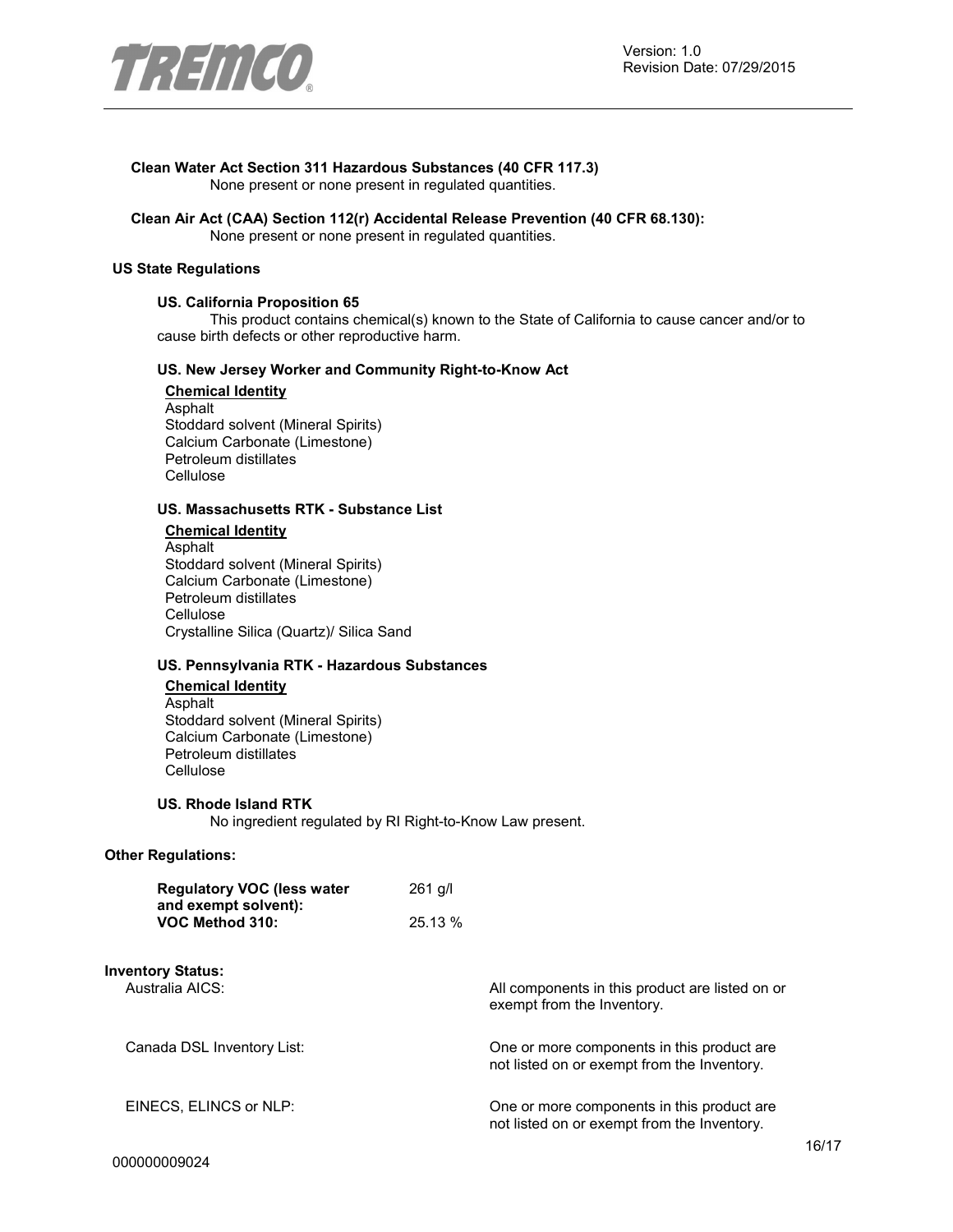**Clean Water Act Section 311 Hazardous Substances (40 CFR 117.3)**
None present or none present in regulated quantities.

**Clean Air Act (CAA) Section 112(r) Accidental Release Prevention (40 CFR 68.130):**
None present or none present in regulated quantities.

**US State Regulations**

**US. California Proposition 65**
This product contains chemical(s) known to the State of California to cause cancer and/or to cause birth defects or other reproductive harm.

**US. New Jersey Worker and Community Right-to-Know Act**

**Chemical Identity**
Asphalt
Stoddard solvent (Mineral Spirits)
Calcium Carbonate (Limestone)
Petroleum distillates
Cellulose

**US. Massachusetts RTK - Substance List**

**Chemical Identity**
Asphalt
Stoddard solvent (Mineral Spirits)
Calcium Carbonate (Limestone)
Petroleum distillates
Cellulose
Crystalline Silica (Quartz)/ Silica Sand

**US. Pennsylvania RTK - Hazardous Substances**

**Chemical Identity**
Asphalt
Stoddard solvent (Mineral Spirits)
Calcium Carbonate (Limestone)
Petroleum distillates
Cellulose

**US. Rhode Island RTK**
No ingredient regulated by RI Right-to-Know Law present.

**Other Regulations:**

| | |
|---|---|
| **Regulatory VOC (less water and exempt solvent):** | 261 g/l |
| **VOC Method 310:** | 25.13 % |

**Inventory Status:**

| | |
|---|---|
| Australia AICS: | All components in this product are listed on or exempt from the Inventory. |
| Canada DSL Inventory List: | One or more components in this product are not listed on or exempt from the Inventory. |
| EINECS, ELINCS or NLP: | One or more components in this product are not listed on or exempt from the Inventory. |

000000009024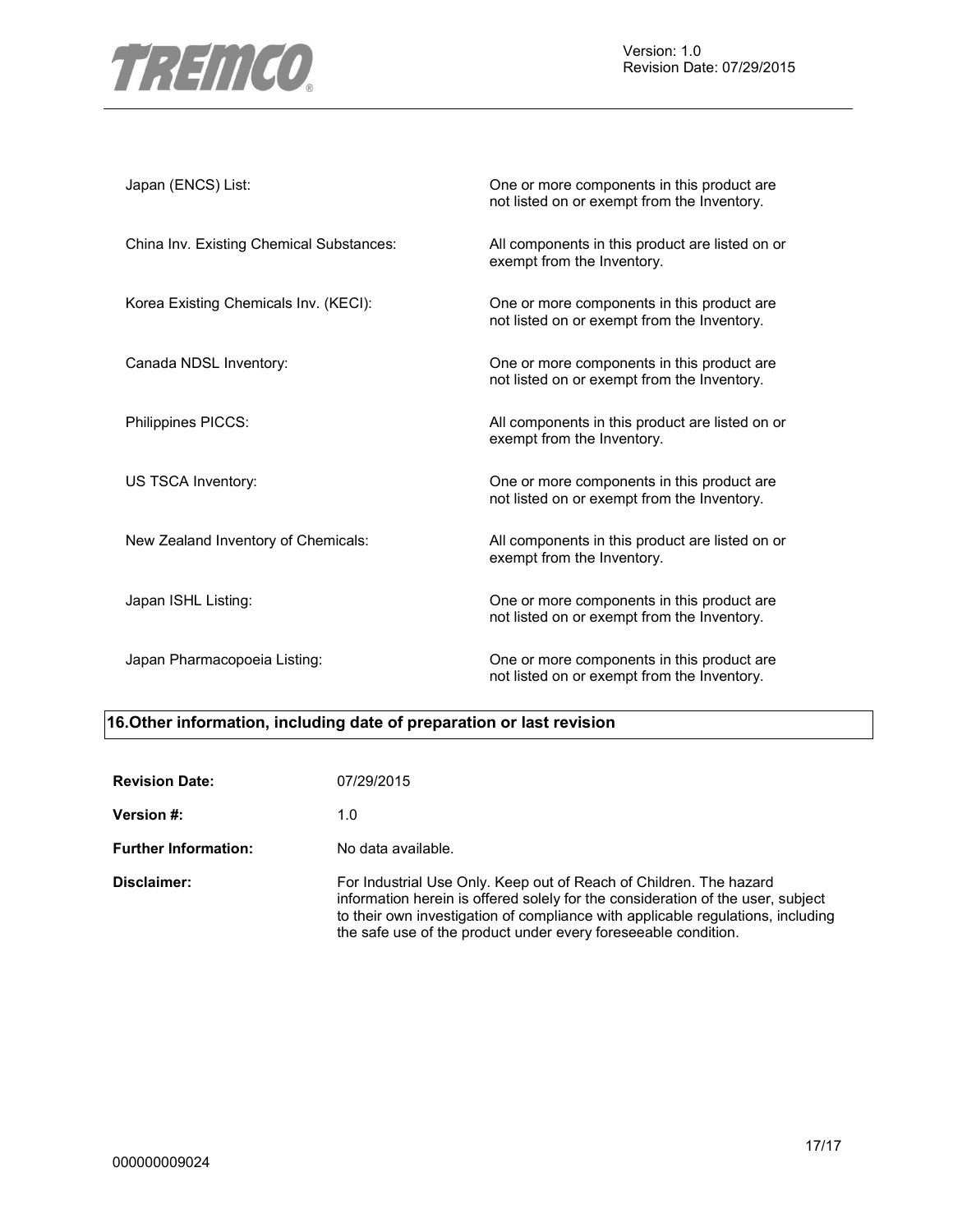| | |
|---|---|
| Japan (ENCS) List: | One or more components in this product are not listed on or exempt from the Inventory. |
| China Inv. Existing Chemical Substances: | All components in this product are listed on or exempt from the Inventory. |
| Korea Existing Chemicals Inv. (KECI): | One or more components in this product are not listed on or exempt from the Inventory. |
| Canada NDSL Inventory: | One or more components in this product are not listed on or exempt from the Inventory. |
| Philippines PICCS: | All components in this product are listed on or exempt from the Inventory. |
| US TSCA Inventory: | One or more components in this product are not listed on or exempt from the Inventory. |
| New Zealand Inventory of Chemicals: | All components in this product are listed on or exempt from the Inventory. |
| Japan ISHL Listing: | One or more components in this product are not listed on or exempt from the Inventory. |
| Japan Pharmacopoeia Listing: | One or more components in this product are not listed on or exempt from the Inventory. |

## 16.Other information, including date of preparation or last revision

| | |
|---|---|
| **Revision Date:** | 07/29/2015 |
| **Version #:** | 1.0 |
| **Further Information:** | No data available. |
| **Disclaimer:** | For Industrial Use Only. Keep out of Reach of Children. The hazard information herein is offered solely for the consideration of the user, subject to their own investigation of compliance with applicable regulations, including the safe use of the product under every foreseeable condition. |

000000009024